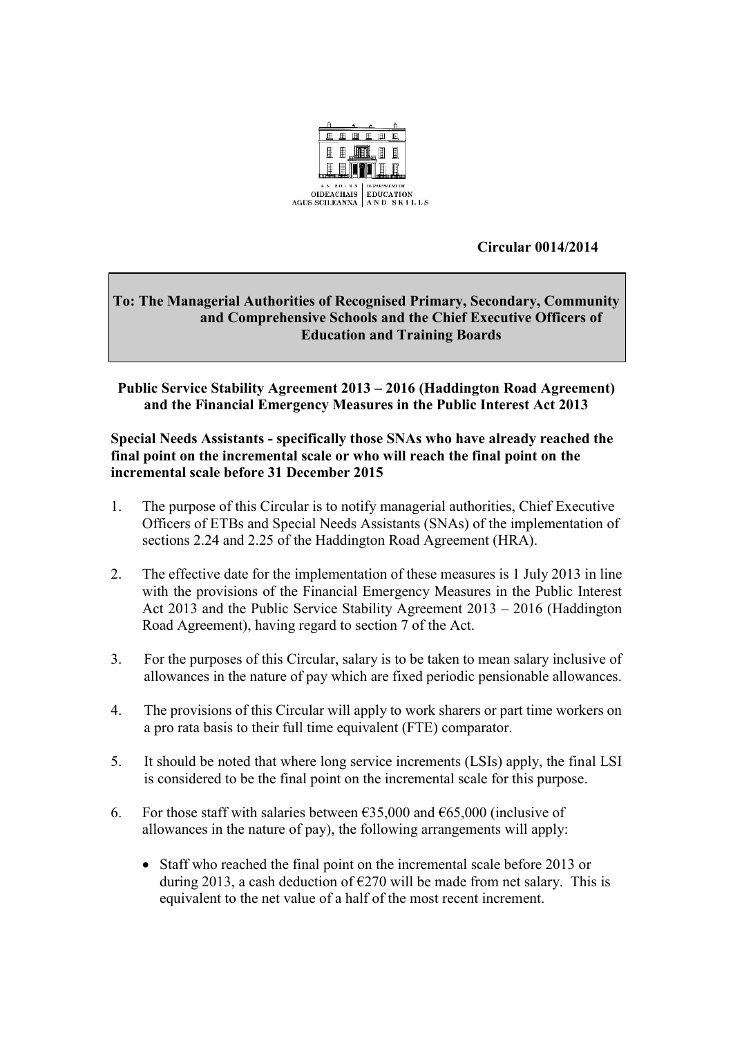AN ROINN OIDEACHAIS AGUS SCILEANNA | DEPARTMENT OF EDUCATION AND SKILLS

**Circular 0014/2014**

**To: The Managerial Authorities of Recognised Primary, Secondary, Community and Comprehensive Schools and the Chief Executive Officers of Education and Training Boards**

**Public Service Stability Agreement 2013 – 2016 (Haddington Road Agreement) and the Financial Emergency Measures in the Public Interest Act 2013**

**Special Needs Assistants - specifically those SNAs who have already reached the final point on the incremental scale or who will reach the final point on the incremental scale before 31 December 2015**

1. The purpose of this Circular is to notify managerial authorities, Chief Executive Officers of ETBs and Special Needs Assistants (SNAs) of the implementation of sections 2.24 and 2.25 of the Haddington Road Agreement (HRA).

2. The effective date for the implementation of these measures is 1 July 2013 in line with the provisions of the Financial Emergency Measures in the Public Interest Act 2013 and the Public Service Stability Agreement 2013 – 2016 (Haddington Road Agreement), having regard to section 7 of the Act.

3. For the purposes of this Circular, salary is to be taken to mean salary inclusive of allowances in the nature of pay which are fixed periodic pensionable allowances.

4. The provisions of this Circular will apply to work sharers or part time workers on a pro rata basis to their full time equivalent (FTE) comparator.

5. It should be noted that where long service increments (LSIs) apply, the final LSI is considered to be the final point on the incremental scale for this purpose.

6. For those staff with salaries between €35,000 and €65,000 (inclusive of allowances in the nature of pay), the following arrangements will apply:

   - Staff who reached the final point on the incremental scale before 2013 or during 2013, a cash deduction of €270 will be made from net salary. This is equivalent to the net value of a half of the most recent increment.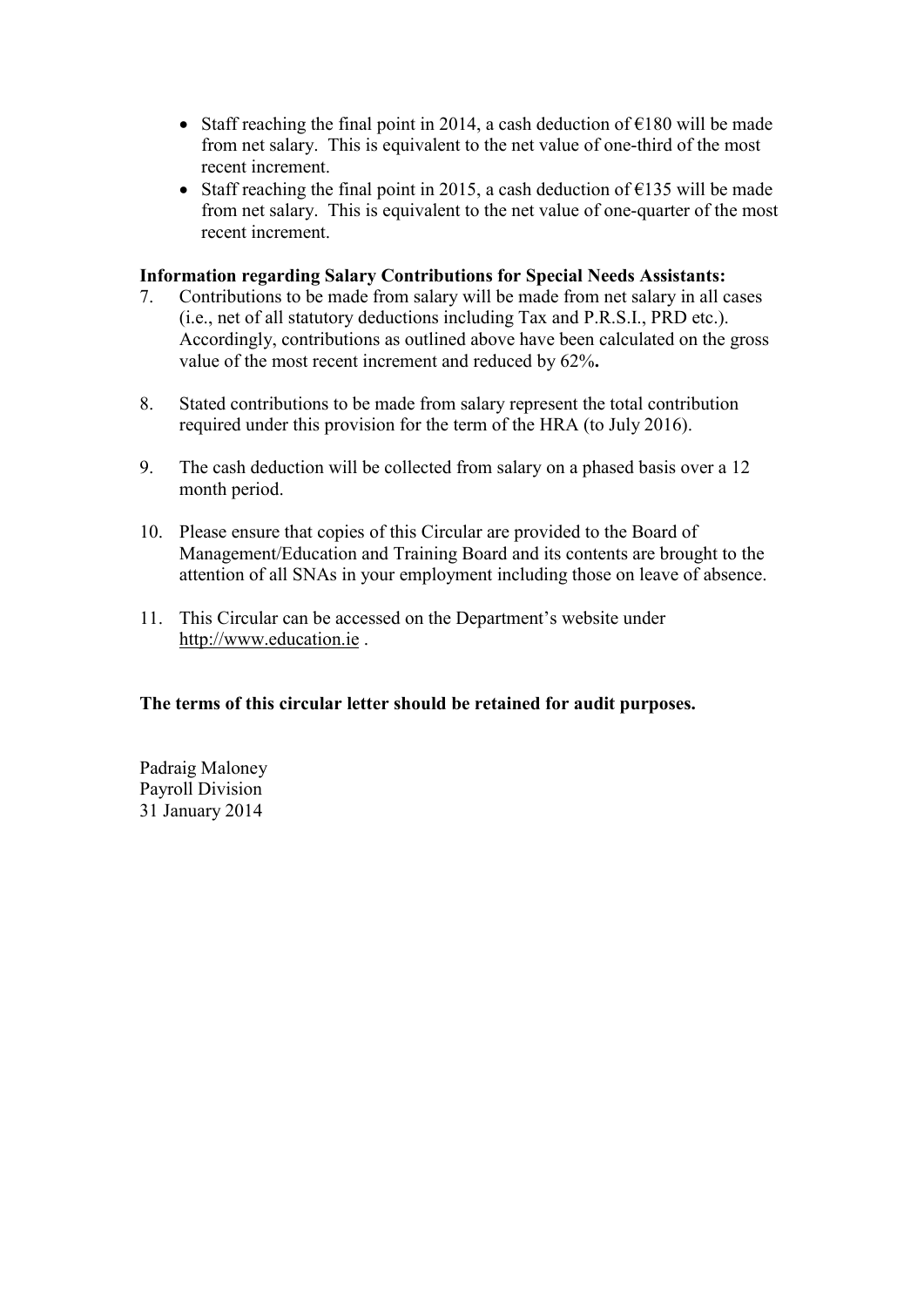- Staff reaching the final point in 2014, a cash deduction of €180 will be made from net salary. This is equivalent to the net value of one-third of the most recent increment.
- Staff reaching the final point in 2015, a cash deduction of €135 will be made from net salary. This is equivalent to the net value of one-quarter of the most recent increment.

**Information regarding Salary Contributions for Special Needs Assistants:**

7. Contributions to be made from salary will be made from net salary in all cases (i.e., net of all statutory deductions including Tax and P.R.S.I., PRD etc.). Accordingly, contributions as outlined above have been calculated on the gross value of the most recent increment and reduced by 62%**.**

8. Stated contributions to be made from salary represent the total contribution required under this provision for the term of the HRA (to July 2016).

9. The cash deduction will be collected from salary on a phased basis over a 12 month period.

10. Please ensure that copies of this Circular are provided to the Board of Management/Education and Training Board and its contents are brought to the attention of all SNAs in your employment including those on leave of absence.

11. This Circular can be accessed on the Department's website under http://www.education.ie .

**The terms of this circular letter should be retained for audit purposes.**

Padraig Maloney
Payroll Division
31 January 2014